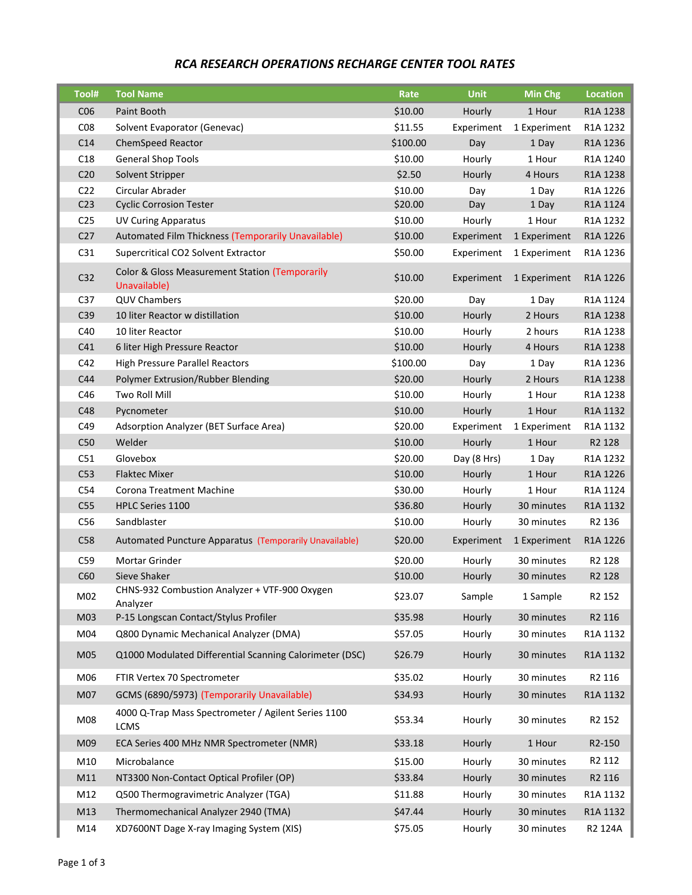# *RCA RESEARCH OPERATIONS RECHARGE CENTER TOOL RATES*

| Tool# | Tool Name | Rate | Unit | Min Chg | Location |
|---|---|---|---|---|---|
| C06 | Paint Booth | $10.00 | Hourly | 1 Hour | R1A 1238 |
| C08 | Solvent Evaporator (Genevac) | $11.55 | Experiment | 1 Experiment | R1A 1232 |
| C14 | ChemSpeed Reactor | $100.00 | Day | 1 Day | R1A 1236 |
| C18 | General Shop Tools | $10.00 | Hourly | 1 Hour | R1A 1240 |
| C20 | Solvent Stripper | $2.50 | Hourly | 4 Hours | R1A 1238 |
| C22 | Circular Abrader | $10.00 | Day | 1 Day | R1A 1226 |
| C23 | Cyclic Corrosion Tester | $20.00 | Day | 1 Day | R1A 1124 |
| C25 | UV Curing Apparatus | $10.00 | Hourly | 1 Hour | R1A 1232 |
| C27 | Automated Film Thickness (Temporarily Unavailable) | $10.00 | Experiment | 1 Experiment | R1A 1226 |
| C31 | Supercritical CO2 Solvent Extractor | $50.00 | Experiment | 1 Experiment | R1A 1236 |
| C32 | Color & Gloss Measurement Station (Temporarily Unavailable) | $10.00 | Experiment | 1 Experiment | R1A 1226 |
| C37 | QUV Chambers | $20.00 | Day | 1 Day | R1A 1124 |
| C39 | 10 liter Reactor w distillation | $10.00 | Hourly | 2 Hours | R1A 1238 |
| C40 | 10 liter Reactor | $10.00 | Hourly | 2 hours | R1A 1238 |
| C41 | 6 liter High Pressure Reactor | $10.00 | Hourly | 4 Hours | R1A 1238 |
| C42 | High Pressure Parallel Reactors | $100.00 | Day | 1 Day | R1A 1236 |
| C44 | Polymer Extrusion/Rubber Blending | $20.00 | Hourly | 2 Hours | R1A 1238 |
| C46 | Two Roll Mill | $10.00 | Hourly | 1 Hour | R1A 1238 |
| C48 | Pycnometer | $10.00 | Hourly | 1 Hour | R1A 1132 |
| C49 | Adsorption Analyzer (BET Surface Area) | $20.00 | Experiment | 1 Experiment | R1A 1132 |
| C50 | Welder | $10.00 | Hourly | 1 Hour | R2 128 |
| C51 | Glovebox | $20.00 | Day (8 Hrs) | 1 Day | R1A 1232 |
| C53 | Flaktec Mixer | $10.00 | Hourly | 1 Hour | R1A 1226 |
| C54 | Corona Treatment Machine | $30.00 | Hourly | 1 Hour | R1A 1124 |
| C55 | HPLC Series 1100 | $36.80 | Hourly | 30 minutes | R1A 1132 |
| C56 | Sandblaster | $10.00 | Hourly | 30 minutes | R2 136 |
| C58 | Automated Puncture Apparatus (Temporarily Unavailable) | $20.00 | Experiment | 1 Experiment | R1A 1226 |
| C59 | Mortar Grinder | $20.00 | Hourly | 30 minutes | R2 128 |
| C60 | Sieve Shaker | $10.00 | Hourly | 30 minutes | R2 128 |
| M02 | CHNS-932 Combustion Analyzer + VTF-900 Oxygen Analyzer | $23.07 | Sample | 1 Sample | R2 152 |
| M03 | P-15 Longscan Contact/Stylus Profiler | $35.98 | Hourly | 30 minutes | R2 116 |
| M04 | Q800 Dynamic Mechanical Analyzer (DMA) | $57.05 | Hourly | 30 minutes | R1A 1132 |
| M05 | Q1000 Modulated Differential Scanning Calorimeter (DSC) | $26.79 | Hourly | 30 minutes | R1A 1132 |
| M06 | FTIR Vertex 70 Spectrometer | $35.02 | Hourly | 30 minutes | R2 116 |
| M07 | GCMS (6890/5973) (Temporarily Unavailable) | $34.93 | Hourly | 30 minutes | R1A 1132 |
| M08 | 4000 Q-Trap Mass Spectrometer / Agilent Series 1100 LCMS | $53.34 | Hourly | 30 minutes | R2 152 |
| M09 | ECA Series 400 MHz NMR Spectrometer (NMR) | $33.18 | Hourly | 1 Hour | R2-150 |
| M10 | Microbalance | $15.00 | Hourly | 30 minutes | R2 112 |
| M11 | NT3300 Non-Contact Optical Profiler (OP) | $33.84 | Hourly | 30 minutes | R2 116 |
| M12 | Q500 Thermogravimetric Analyzer (TGA) | $11.88 | Hourly | 30 minutes | R1A 1132 |
| M13 | Thermomechanical Analyzer 2940 (TMA) | $47.44 | Hourly | 30 minutes | R1A 1132 |
| M14 | XD7600NT Dage X-ray Imaging System (XIS) | $75.05 | Hourly | 30 minutes | R2 124A |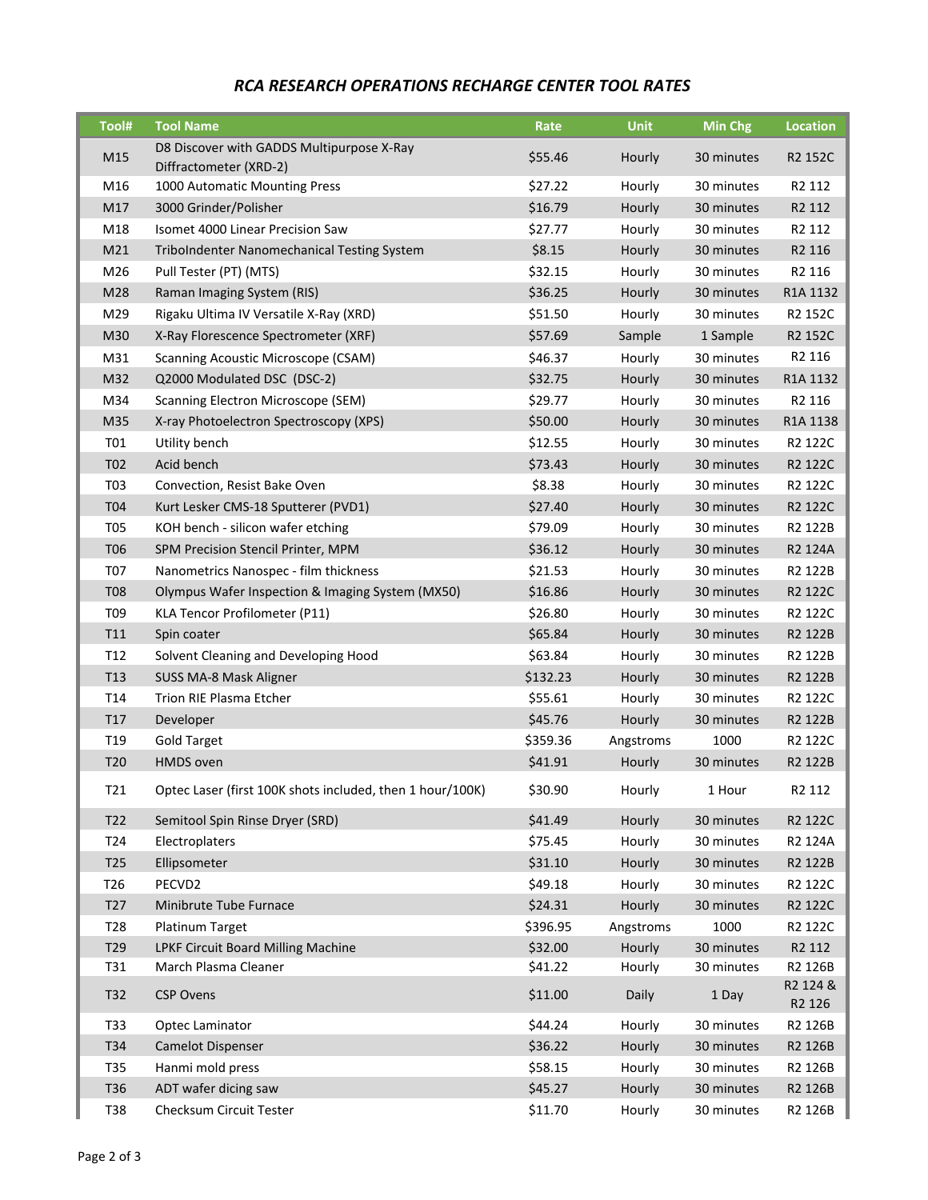## *RCA RESEARCH OPERATIONS RECHARGE CENTER TOOL RATES*

| Tool# | Tool Name | Rate | Unit | Min Chg | Location |
|---|---|---|---|---|---|
| M15 | D8 Discover with GADDS Multipurpose X-Ray Diffractometer (XRD-2) | $55.46 | Hourly | 30 minutes | R2 152C |
| M16 | 1000 Automatic Mounting Press | $27.22 | Hourly | 30 minutes | R2 112 |
| M17 | 3000 Grinder/Polisher | $16.79 | Hourly | 30 minutes | R2 112 |
| M18 | Isomet 4000 Linear Precision Saw | $27.77 | Hourly | 30 minutes | R2 112 |
| M21 | TriboIndenter Nanomechanical Testing System | $8.15 | Hourly | 30 minutes | R2 116 |
| M26 | Pull Tester (PT) (MTS) | $32.15 | Hourly | 30 minutes | R2 116 |
| M28 | Raman Imaging System (RIS) | $36.25 | Hourly | 30 minutes | R1A 1132 |
| M29 | Rigaku Ultima IV Versatile X-Ray (XRD) | $51.50 | Hourly | 30 minutes | R2 152C |
| M30 | X-Ray Florescence Spectrometer (XRF) | $57.69 | Sample | 1 Sample | R2 152C |
| M31 | Scanning Acoustic Microscope (CSAM) | $46.37 | Hourly | 30 minutes | R2 116 |
| M32 | Q2000 Modulated DSC (DSC-2) | $32.75 | Hourly | 30 minutes | R1A 1132 |
| M34 | Scanning Electron Microscope (SEM) | $29.77 | Hourly | 30 minutes | R2 116 |
| M35 | X-ray Photoelectron Spectroscopy (XPS) | $50.00 | Hourly | 30 minutes | R1A 1138 |
| T01 | Utility bench | $12.55 | Hourly | 30 minutes | R2 122C |
| T02 | Acid bench | $73.43 | Hourly | 30 minutes | R2 122C |
| T03 | Convection, Resist Bake Oven | $8.38 | Hourly | 30 minutes | R2 122C |
| T04 | Kurt Lesker CMS-18 Sputterer (PVD1) | $27.40 | Hourly | 30 minutes | R2 122C |
| T05 | KOH bench - silicon wafer etching | $79.09 | Hourly | 30 minutes | R2 122B |
| T06 | SPM Precision Stencil Printer, MPM | $36.12 | Hourly | 30 minutes | R2 124A |
| T07 | Nanometrics Nanospec - film thickness | $21.53 | Hourly | 30 minutes | R2 122B |
| T08 | Olympus Wafer Inspection & Imaging System (MX50) | $16.86 | Hourly | 30 minutes | R2 122C |
| T09 | KLA Tencor Profilometer (P11) | $26.80 | Hourly | 30 minutes | R2 122C |
| T11 | Spin coater | $65.84 | Hourly | 30 minutes | R2 122B |
| T12 | Solvent Cleaning and Developing Hood | $63.84 | Hourly | 30 minutes | R2 122B |
| T13 | SUSS MA-8 Mask Aligner | $132.23 | Hourly | 30 minutes | R2 122B |
| T14 | Trion RIE Plasma Etcher | $55.61 | Hourly | 30 minutes | R2 122C |
| T17 | Developer | $45.76 | Hourly | 30 minutes | R2 122B |
| T19 | Gold Target | $359.36 | Angstroms | 1000 | R2 122C |
| T20 | HMDS oven | $41.91 | Hourly | 30 minutes | R2 122B |
| T21 | Optec Laser (first 100K shots included, then 1 hour/100K) | $30.90 | Hourly | 1 Hour | R2 112 |
| T22 | Semitool Spin Rinse Dryer (SRD) | $41.49 | Hourly | 30 minutes | R2 122C |
| T24 | Electroplaters | $75.45 | Hourly | 30 minutes | R2 124A |
| T25 | Ellipsometer | $31.10 | Hourly | 30 minutes | R2 122B |
| T26 | PECVD2 | $49.18 | Hourly | 30 minutes | R2 122C |
| T27 | Minibrute Tube Furnace | $24.31 | Hourly | 30 minutes | R2 122C |
| T28 | Platinum Target | $396.95 | Angstroms | 1000 | R2 122C |
| T29 | LPKF Circuit Board Milling Machine | $32.00 | Hourly | 30 minutes | R2 112 |
| T31 | March Plasma Cleaner | $41.22 | Hourly | 30 minutes | R2 126B |
| T32 | CSP Ovens | $11.00 | Daily | 1 Day | R2 124 & R2 126 |
| T33 | Optec Laminator | $44.24 | Hourly | 30 minutes | R2 126B |
| T34 | Camelot Dispenser | $36.22 | Hourly | 30 minutes | R2 126B |
| T35 | Hanmi mold press | $58.15 | Hourly | 30 minutes | R2 126B |
| T36 | ADT wafer dicing saw | $45.27 | Hourly | 30 minutes | R2 126B |
| T38 | Checksum Circuit Tester | $11.70 | Hourly | 30 minutes | R2 126B |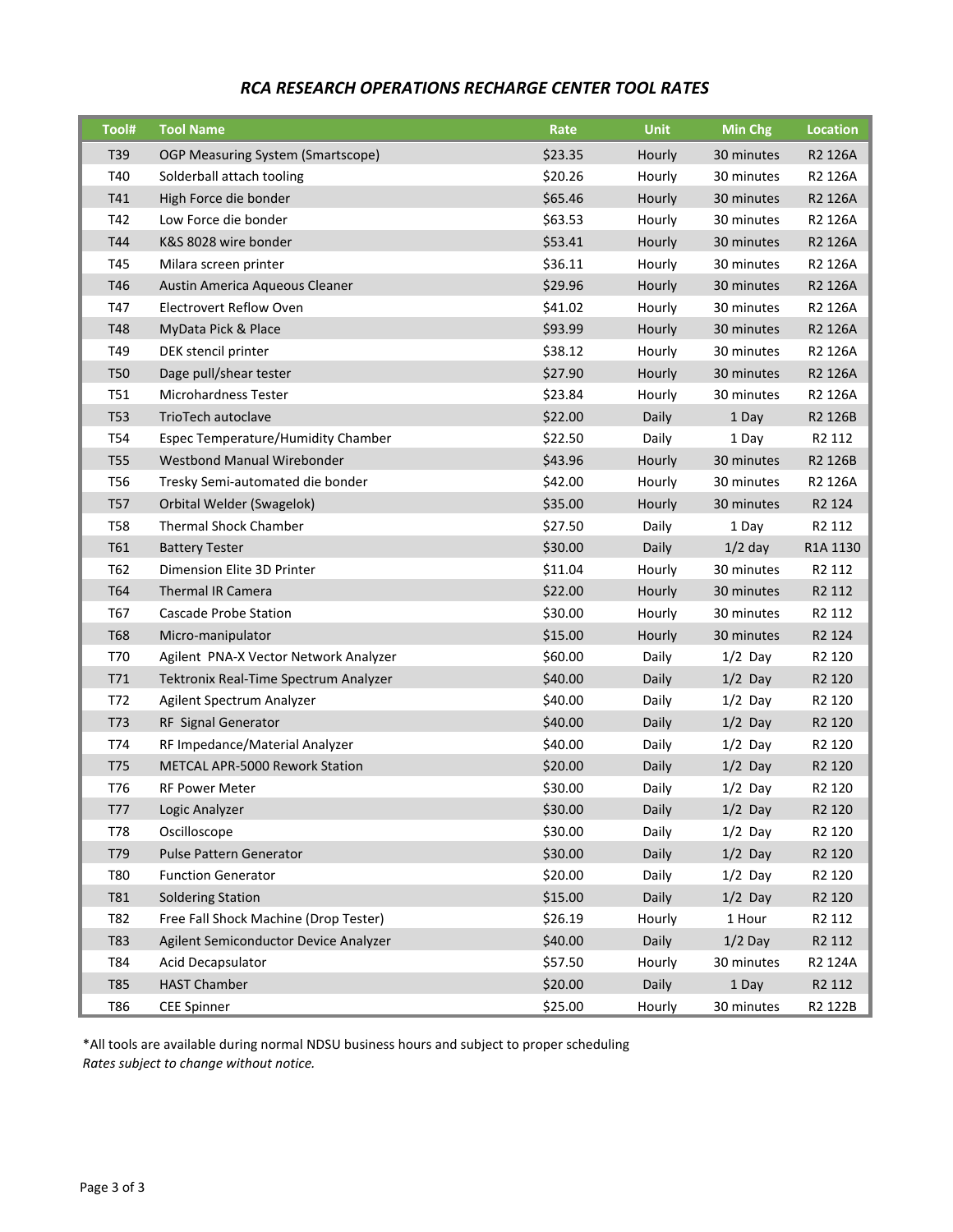# *RCA RESEARCH OPERATIONS RECHARGE CENTER TOOL RATES*

| Tool# | Tool Name | Rate | Unit | Min Chg | Location |
|---|---|---|---|---|---|
| T39 | OGP Measuring System (Smartscope) | $23.35 | Hourly | 30 minutes | R2 126A |
| T40 | Solderball attach tooling | $20.26 | Hourly | 30 minutes | R2 126A |
| T41 | High Force die bonder | $65.46 | Hourly | 30 minutes | R2 126A |
| T42 | Low Force die bonder | $63.53 | Hourly | 30 minutes | R2 126A |
| T44 | K&S 8028 wire bonder | $53.41 | Hourly | 30 minutes | R2 126A |
| T45 | Milara screen printer | $36.11 | Hourly | 30 minutes | R2 126A |
| T46 | Austin America Aqueous Cleaner | $29.96 | Hourly | 30 minutes | R2 126A |
| T47 | Electrovert Reflow Oven | $41.02 | Hourly | 30 minutes | R2 126A |
| T48 | MyData Pick & Place | $93.99 | Hourly | 30 minutes | R2 126A |
| T49 | DEK stencil printer | $38.12 | Hourly | 30 minutes | R2 126A |
| T50 | Dage pull/shear tester | $27.90 | Hourly | 30 minutes | R2 126A |
| T51 | Microhardness Tester | $23.84 | Hourly | 30 minutes | R2 126A |
| T53 | TrioTech autoclave | $22.00 | Daily | 1 Day | R2 126B |
| T54 | Espec Temperature/Humidity Chamber | $22.50 | Daily | 1 Day | R2 112 |
| T55 | Westbond Manual Wirebonder | $43.96 | Hourly | 30 minutes | R2 126B |
| T56 | Tresky Semi-automated die bonder | $42.00 | Hourly | 30 minutes | R2 126A |
| T57 | Orbital Welder (Swagelok) | $35.00 | Hourly | 30 minutes | R2 124 |
| T58 | Thermal Shock Chamber | $27.50 | Daily | 1 Day | R2 112 |
| T61 | Battery Tester | $30.00 | Daily | 1/2 day | R1A 1130 |
| T62 | Dimension Elite 3D Printer | $11.04 | Hourly | 30 minutes | R2 112 |
| T64 | Thermal IR Camera | $22.00 | Hourly | 30 minutes | R2 112 |
| T67 | Cascade Probe Station | $30.00 | Hourly | 30 minutes | R2 112 |
| T68 | Micro-manipulator | $15.00 | Hourly | 30 minutes | R2 124 |
| T70 | Agilent PNA-X Vector Network Analyzer | $60.00 | Daily | 1/2 Day | R2 120 |
| T71 | Tektronix Real-Time Spectrum Analyzer | $40.00 | Daily | 1/2 Day | R2 120 |
| T72 | Agilent Spectrum Analyzer | $40.00 | Daily | 1/2 Day | R2 120 |
| T73 | RF Signal Generator | $40.00 | Daily | 1/2 Day | R2 120 |
| T74 | RF Impedance/Material Analyzer | $40.00 | Daily | 1/2 Day | R2 120 |
| T75 | METCAL APR-5000 Rework Station | $20.00 | Daily | 1/2 Day | R2 120 |
| T76 | RF Power Meter | $30.00 | Daily | 1/2 Day | R2 120 |
| T77 | Logic Analyzer | $30.00 | Daily | 1/2 Day | R2 120 |
| T78 | Oscilloscope | $30.00 | Daily | 1/2 Day | R2 120 |
| T79 | Pulse Pattern Generator | $30.00 | Daily | 1/2 Day | R2 120 |
| T80 | Function Generator | $20.00 | Daily | 1/2 Day | R2 120 |
| T81 | Soldering Station | $15.00 | Daily | 1/2 Day | R2 120 |
| T82 | Free Fall Shock Machine (Drop Tester) | $26.19 | Hourly | 1 Hour | R2 112 |
| T83 | Agilent Semiconductor Device Analyzer | $40.00 | Daily | 1/2 Day | R2 112 |
| T84 | Acid Decapsulator | $57.50 | Hourly | 30 minutes | R2 124A |
| T85 | HAST Chamber | $20.00 | Daily | 1 Day | R2 112 |
| T86 | CEE Spinner | $25.00 | Hourly | 30 minutes | R2 122B |

*All tools are available during normal NDSU business hours and subject to proper scheduling

*Rates subject to change without notice.*